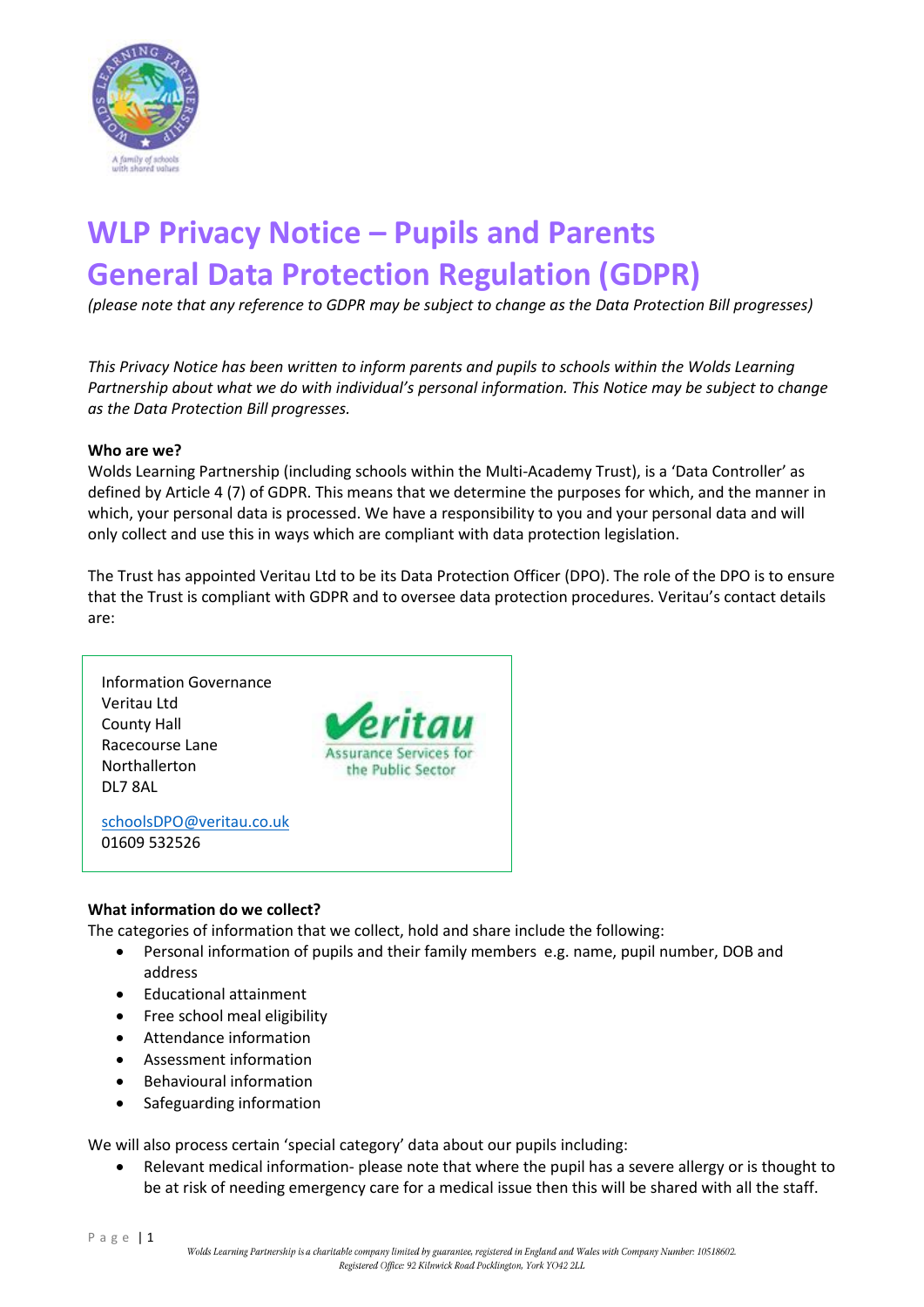# WLP Privacy Notice – Pupils and Parents
# General Data Protection Regulation (GDPR)

*(please note that any reference to GDPR may be subject to change as the Data Protection Bill progresses)*

*This Privacy Notice has been written to inform parents and pupils to schools within the Wolds Learning Partnership about what we do with individual's personal information. This Notice may be subject to change as the Data Protection Bill progresses.*

**Who are we?**

Wolds Learning Partnership (including schools within the Multi-Academy Trust), is a 'Data Controller' as defined by Article 4 (7) of GDPR. This means that we determine the purposes for which, and the manner in which, your personal data is processed. We have a responsibility to you and your personal data and will only collect and use this in ways which are compliant with data protection legislation.

The Trust has appointed Veritau Ltd to be its Data Protection Officer (DPO). The role of the DPO is to ensure that the Trust is compliant with GDPR and to oversee data protection procedures. Veritau's contact details are:

Information Governance
Veritau Ltd
County Hall
Racecourse Lane
Northallerton
DL7 8AL

schoolsDPO@veritau.co.uk
01609 532526

**What information do we collect?**

The categories of information that we collect, hold and share include the following:

- Personal information of pupils and their family members e.g. name, pupil number, DOB and address
- Educational attainment
- Free school meal eligibility
- Attendance information
- Assessment information
- Behavioural information
- Safeguarding information

We will also process certain 'special category' data about our pupils including:

- Relevant medical information- please note that where the pupil has a severe allergy or is thought to be at risk of needing emergency care for a medical issue then this will be shared with all the staff.

*Wolds Learning Partnership is a charitable company limited by guarantee, registered in England and Wales with Company Number: 10518602. Registered Office: 92 Kilnwick Road Pocklington, York YO42 2LL*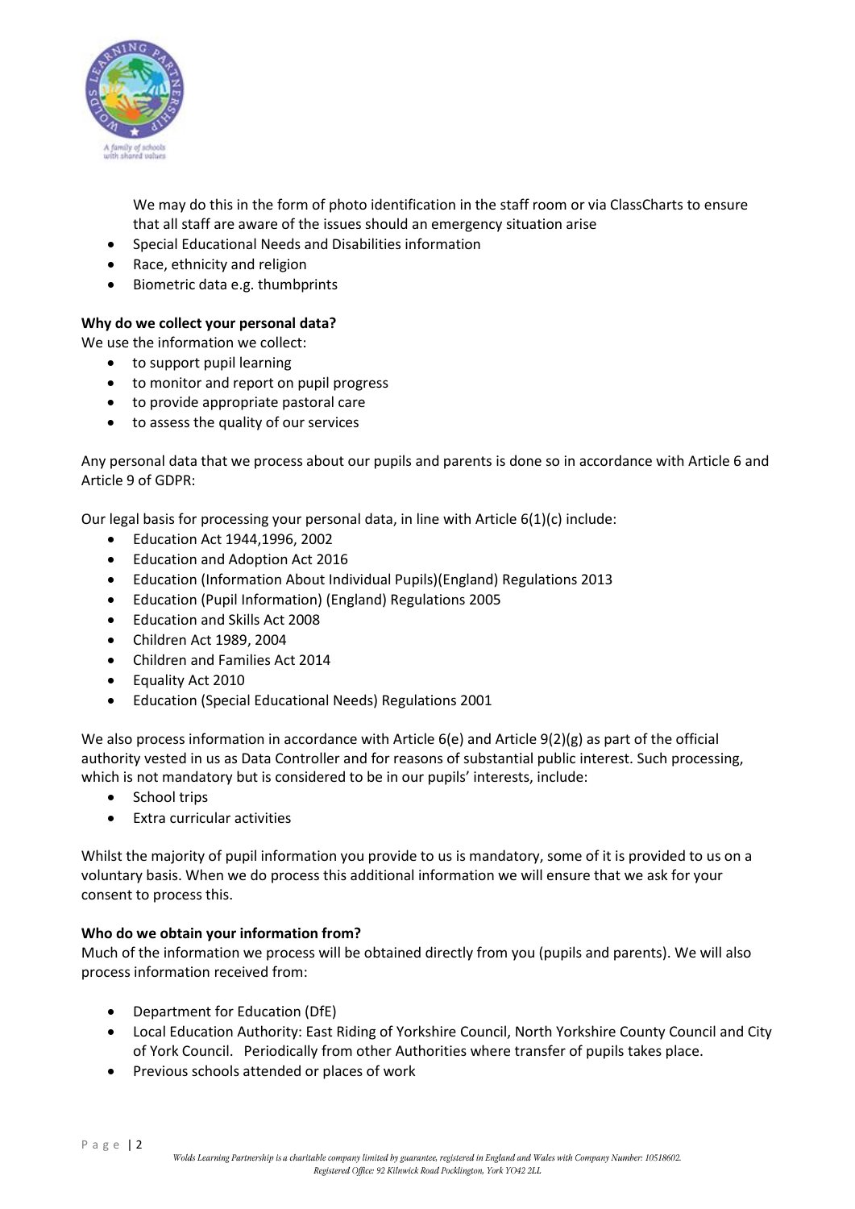We may do this in the form of photo identification in the staff room or via ClassCharts to ensure that all staff are aware of the issues should an emergency situation arise

- Special Educational Needs and Disabilities information
- Race, ethnicity and religion
- Biometric data e.g. thumbprints

**Why do we collect your personal data?**

We use the information we collect:

- to support pupil learning
- to monitor and report on pupil progress
- to provide appropriate pastoral care
- to assess the quality of our services

Any personal data that we process about our pupils and parents is done so in accordance with Article 6 and Article 9 of GDPR:

Our legal basis for processing your personal data, in line with Article 6(1)(c) include:

- Education Act 1944,1996, 2002
- Education and Adoption Act 2016
- Education (Information About Individual Pupils)(England) Regulations 2013
- Education (Pupil Information) (England) Regulations 2005
- Education and Skills Act 2008
- Children Act 1989, 2004
- Children and Families Act 2014
- Equality Act 2010
- Education (Special Educational Needs) Regulations 2001

We also process information in accordance with Article 6(e) and Article 9(2)(g) as part of the official authority vested in us as Data Controller and for reasons of substantial public interest. Such processing, which is not mandatory but is considered to be in our pupils' interests, include:

- School trips
- Extra curricular activities

Whilst the majority of pupil information you provide to us is mandatory, some of it is provided to us on a voluntary basis. When we do process this additional information we will ensure that we ask for your consent to process this.

**Who do we obtain your information from?**

Much of the information we process will be obtained directly from you (pupils and parents). We will also process information received from:

- Department for Education (DfE)
- Local Education Authority: East Riding of Yorkshire Council, North Yorkshire County Council and City of York Council. Periodically from other Authorities where transfer of pupils takes place.
- Previous schools attended or places of work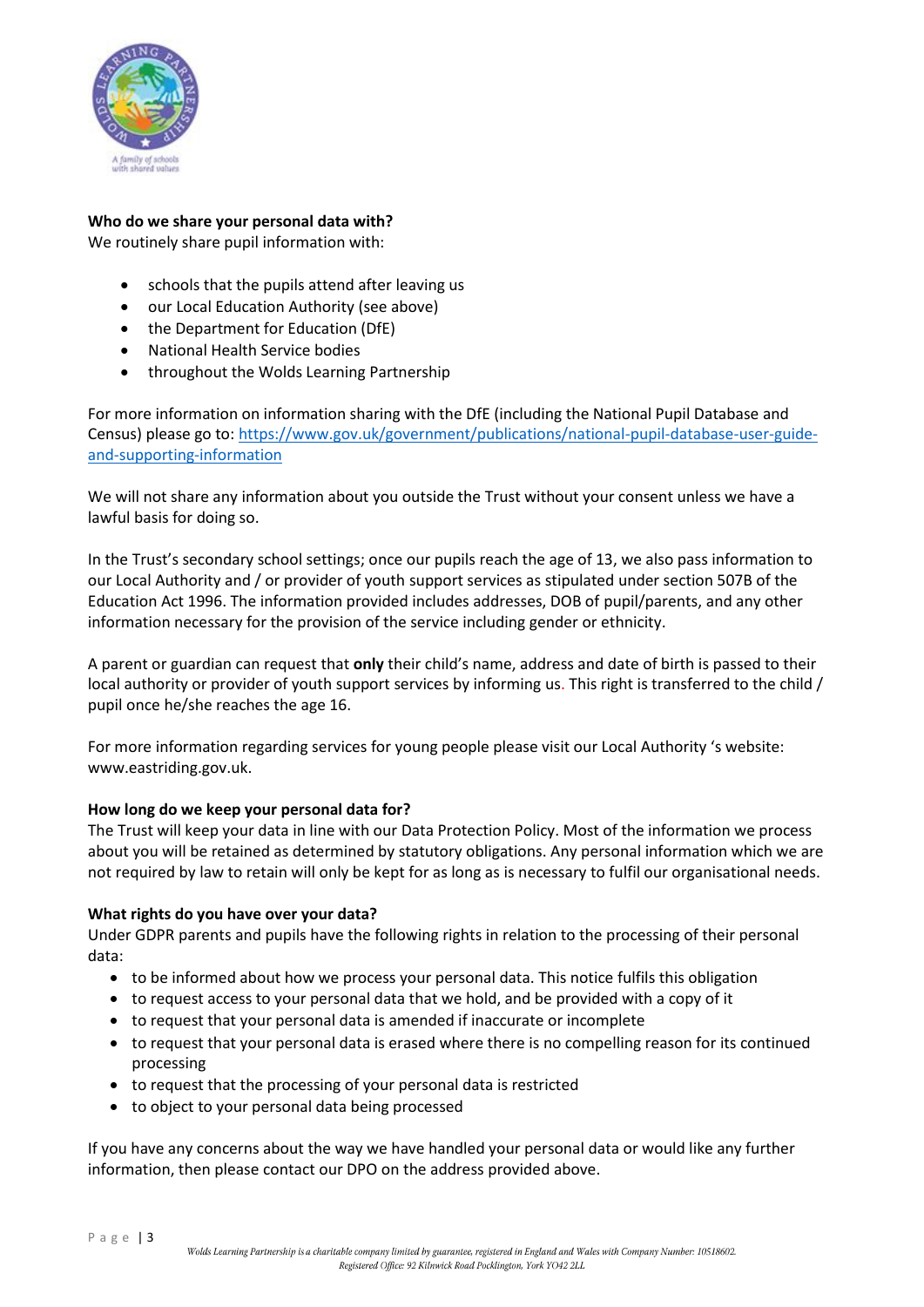**Who do we share your personal data with?**
We routinely share pupil information with:

- schools that the pupils attend after leaving us
- our Local Education Authority (see above)
- the Department for Education (DfE)
- National Health Service bodies
- throughout the Wolds Learning Partnership

For more information on information sharing with the DfE (including the National Pupil Database and Census) please go to: [https://www.gov.uk/government/publications/national-pupil-database-user-guide-and-supporting-information](https://www.gov.uk/government/publications/national-pupil-database-user-guide-and-supporting-information)

We will not share any information about you outside the Trust without your consent unless we have a lawful basis for doing so.

In the Trust's secondary school settings; once our pupils reach the age of 13, we also pass information to our Local Authority and / or provider of youth support services as stipulated under section 507B of the Education Act 1996. The information provided includes addresses, DOB of pupil/parents, and any other information necessary for the provision of the service including gender or ethnicity.

A parent or guardian can request that **only** their child's name, address and date of birth is passed to their local authority or provider of youth support services by informing us. This right is transferred to the child / pupil once he/she reaches the age 16.

For more information regarding services for young people please visit our Local Authority 's website: www.eastriding.gov.uk.

**How long do we keep your personal data for?**
The Trust will keep your data in line with our Data Protection Policy. Most of the information we process about you will be retained as determined by statutory obligations. Any personal information which we are not required by law to retain will only be kept for as long as is necessary to fulfil our organisational needs.

**What rights do you have over your data?**
Under GDPR parents and pupils have the following rights in relation to the processing of their personal data:

- to be informed about how we process your personal data. This notice fulfils this obligation
- to request access to your personal data that we hold, and be provided with a copy of it
- to request that your personal data is amended if inaccurate or incomplete
- to request that your personal data is erased where there is no compelling reason for its continued processing
- to request that the processing of your personal data is restricted
- to object to your personal data being processed

If you have any concerns about the way we have handled your personal data or would like any further information, then please contact our DPO on the address provided above.

*Wolds Learning Partnership is a charitable company limited by guarantee, registered in England and Wales with Company Number: 10518602.*
*Registered Office: 92 Kilnwick Road Pocklington, York YO42 2LL*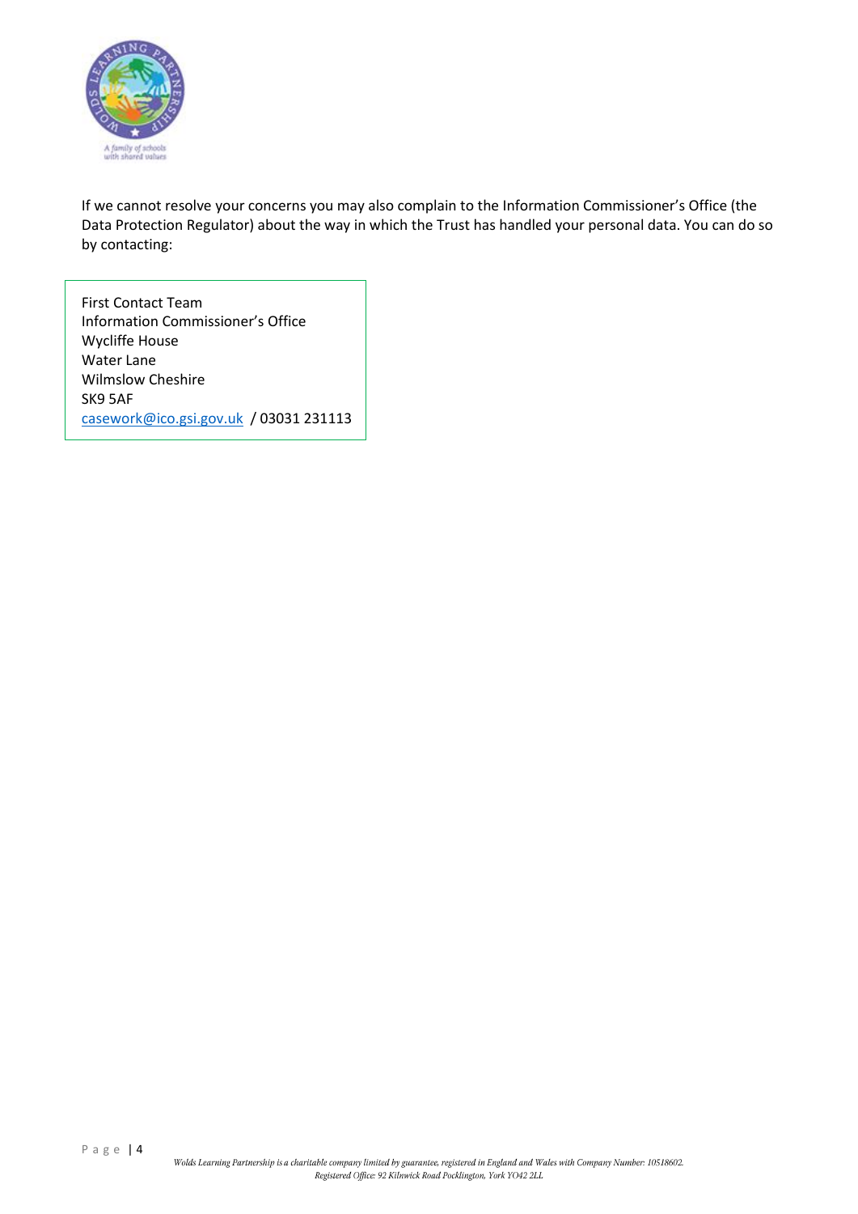If we cannot resolve your concerns you may also complain to the Information Commissioner's Office (the Data Protection Regulator) about the way in which the Trust has handled your personal data. You can do so by contacting:

First Contact Team
Information Commissioner's Office
Wycliffe House
Water Lane
Wilmslow Cheshire
SK9 5AF
casework@ico.gsi.gov.uk / 03031 231113